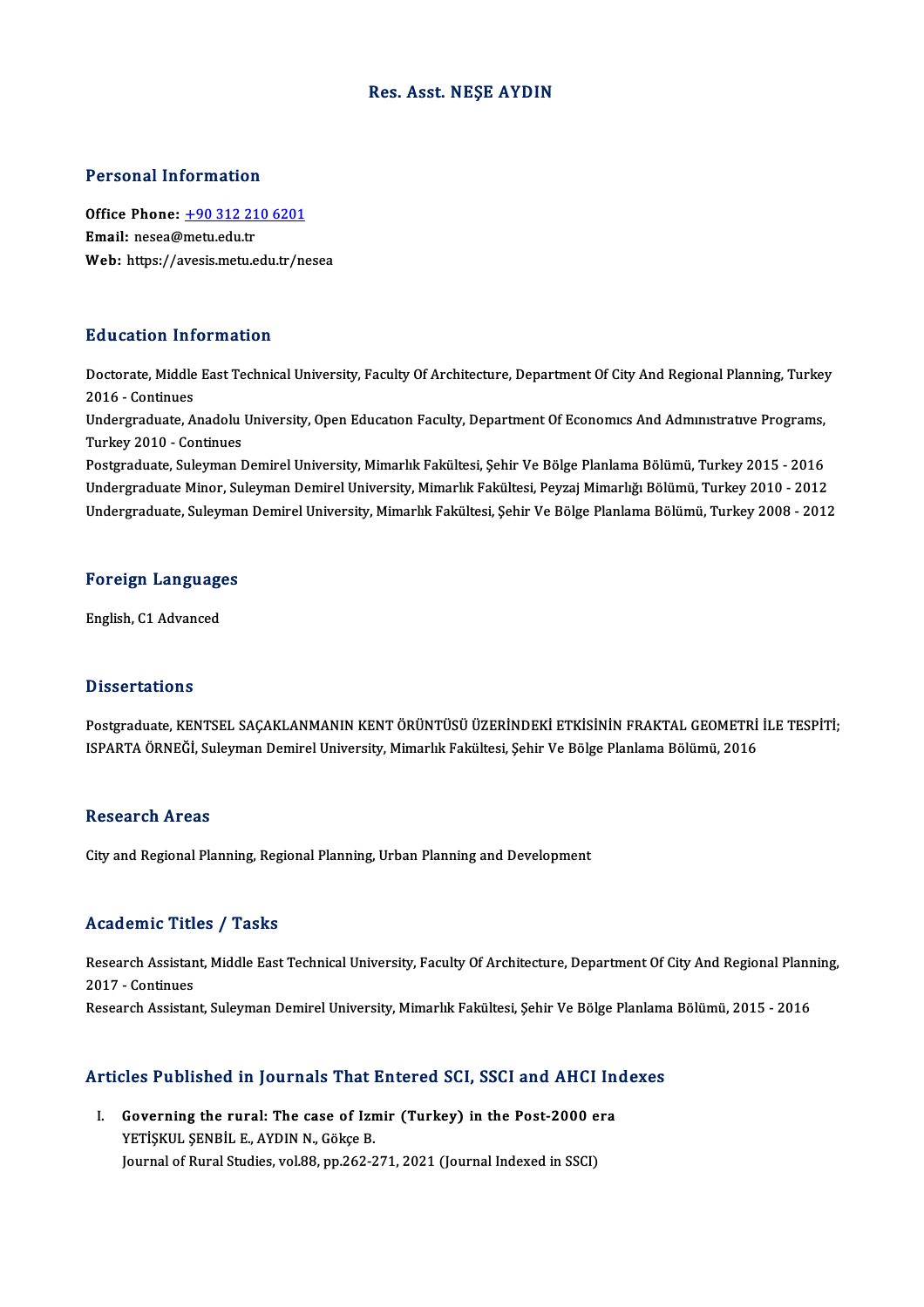# Res. Asst. NEŞE AYDIN

## Personal Information

**Office Phone:** +90 312 210 6201
**Email:** nesea@metu.edu.tr
**Web:** https://avesis.metu.edu.tr/nesea

## Education Information

Doctorate, Middle East Technical University, Faculty Of Architecture, Department Of City And Regional Planning, Turkey 2016 - Continues
Undergraduate, Anadolu University, Open Educatıon Faculty, Department Of Economıcs And Admınıstratıve Programs, Turkey 2010 - Continues
Postgraduate, Suleyman Demirel University, Mimarlık Fakültesi, Şehir Ve Bölge Planlama Bölümü, Turkey 2015 - 2016
Undergraduate Minor, Suleyman Demirel University, Mimarlık Fakültesi, Peyzaj Mimarlığı Bölümü, Turkey 2010 - 2012
Undergraduate, Suleyman Demirel University, Mimarlık Fakültesi, Şehir Ve Bölge Planlama Bölümü, Turkey 2008 - 2012

## Foreign Languages

English, C1 Advanced

## Dissertations

Postgraduate, KENTSEL SAÇAKLANMANIN KENT ÖRÜNTÜSÜ ÜZERİNDEKİ ETKİSİNİN FRAKTAL GEOMETRİ İLE TESPİTİ; ISPARTA ÖRNEĞİ, Suleyman Demirel University, Mimarlık Fakültesi, Şehir Ve Bölge Planlama Bölümü, 2016

## Research Areas

City and Regional Planning, Regional Planning, Urban Planning and Development

## Academic Titles / Tasks

Research Assistant, Middle East Technical University, Faculty Of Architecture, Department Of City And Regional Planning, 2017 - Continues
Research Assistant, Suleyman Demirel University, Mimarlık Fakültesi, Şehir Ve Bölge Planlama Bölümü, 2015 - 2016

## Articles Published in Journals That Entered SCI, SSCI and AHCI Indexes

I. **Governing the rural: The case of Izmir (Turkey) in the Post-2000 era**
YETİŞKUL ŞENBİL E., AYDIN N., Gökçe B.
Journal of Rural Studies, vol.88, pp.262-271, 2021 (Journal Indexed in SSCI)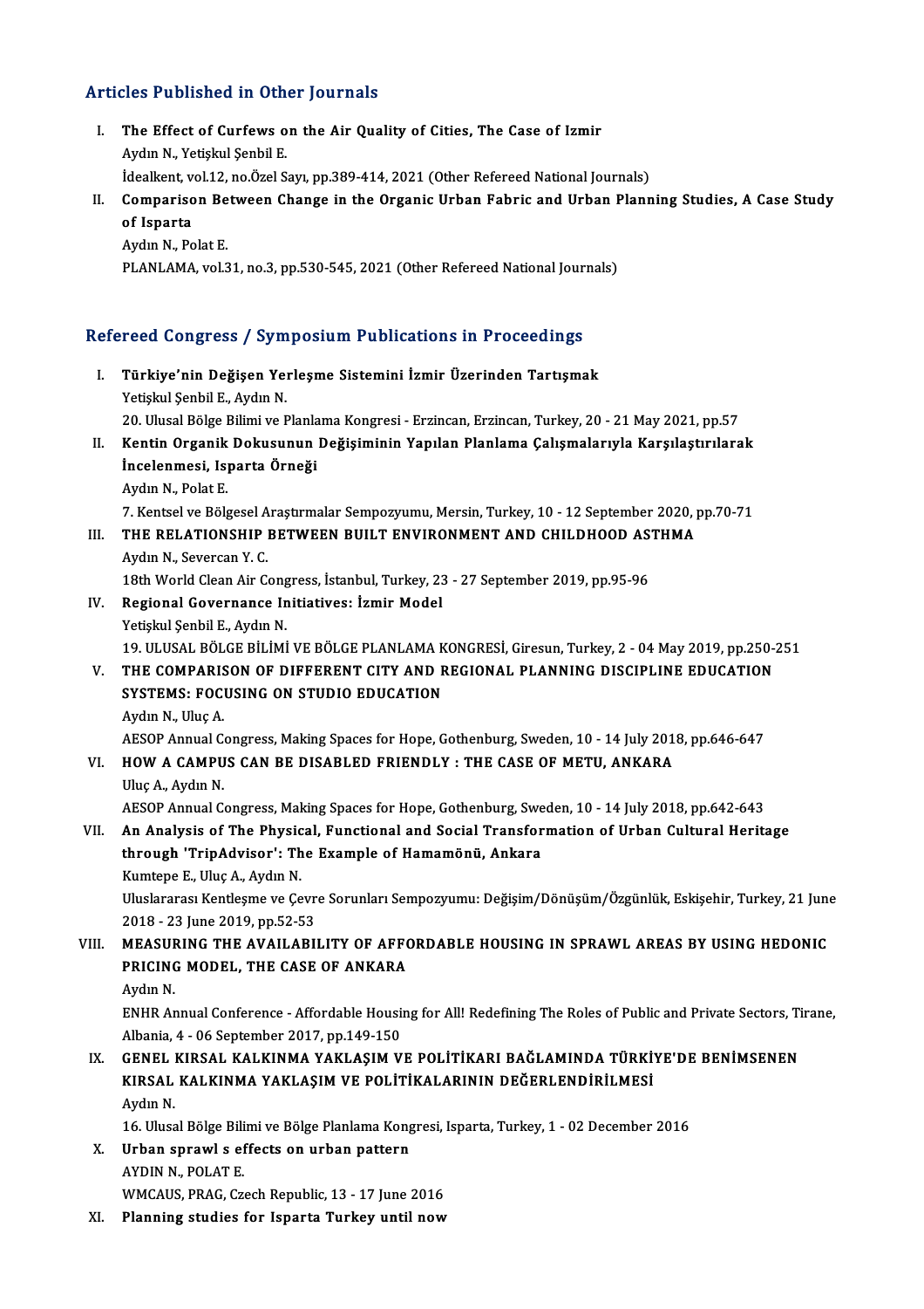## Articles Published in Other Journals

I. **The Effect of Curfews on the Air Quality of Cities, The Case of Izmir**
   Aydın N., Yetişkul Şenbil E.
   İdealkent, vol.12, no.Özel Sayı, pp.389-414, 2021 (Other Refereed National Journals)

II. **Comparison Between Change in the Organic Urban Fabric and Urban Planning Studies, A Case Study of Isparta**
   Aydın N., Polat E.
   PLANLAMA, vol.31, no.3, pp.530-545, 2021 (Other Refereed National Journals)

## Refereed Congress / Symposium Publications in Proceedings

I. **Türkiye'nin Değişen Yerleşme Sistemini İzmir Üzerinden Tartışmak**
   Yetişkul Şenbil E., Aydın N.
   20. Ulusal Bölge Bilimi ve Planlama Kongresi - Erzincan, Erzincan, Turkey, 20 - 21 May 2021, pp.57

II. **Kentin Organik Dokusunun Değişiminin Yapılan Planlama Çalışmalarıyla Karşılaştırılarak İncelenmesi, Isparta Örneği**
   Aydın N., Polat E.
   7. Kentsel ve Bölgesel Araştırmalar Sempozyumu, Mersin, Turkey, 10 - 12 September 2020, pp.70-71

III. **THE RELATIONSHIP BETWEEN BUILT ENVIRONMENT AND CHILDHOOD ASTHMA**
   Aydın N., Severcan Y. C.
   18th World Clean Air Congress, İstanbul, Turkey, 23 - 27 September 2019, pp.95-96

IV. **Regional Governance Initiatives: İzmir Model**
   Yetişkul Şenbil E., Aydın N.
   19. ULUSAL BÖLGE BİLİMİ VE BÖLGE PLANLAMA KONGRESİ, Giresun, Turkey, 2 - 04 May 2019, pp.250-251

V. **THE COMPARISON OF DIFFERENT CITY AND REGIONAL PLANNING DISCIPLINE EDUCATION SYSTEMS: FOCUSING ON STUDIO EDUCATION**
   Aydın N., Uluç A.
   AESOP Annual Congress, Making Spaces for Hope, Gothenburg, Sweden, 10 - 14 July 2018, pp.646-647

VI. **HOW A CAMPUS CAN BE DISABLED FRIENDLY : THE CASE OF METU, ANKARA**
   Uluç A., Aydın N.
   AESOP Annual Congress, Making Spaces for Hope, Gothenburg, Sweden, 10 - 14 July 2018, pp.642-643

VII. **An Analysis of The Physical, Functional and Social Transformation of Urban Cultural Heritage through 'TripAdvisor': The Example of Hamamönü, Ankara**
   Kumtepe E., Uluç A., Aydın N.
   Uluslararası Kentleşme ve Çevre Sorunları Sempozyumu: Değişim/Dönüşüm/Özgünlük, Eskişehir, Turkey, 21 June 2018 - 23 June 2019, pp.52-53

VIII. **MEASURING THE AVAILABILITY OF AFFORDABLE HOUSING IN SPRAWL AREAS BY USING HEDONIC PRICING MODEL, THE CASE OF ANKARA**
   Aydın N.
   ENHR Annual Conference - Affordable Housing for All! Redefining The Roles of Public and Private Sectors, Tirane, Albania, 4 - 06 September 2017, pp.149-150

IX. **GENEL KIRSAL KALKINMA YAKLAŞIM VE POLİTİKARI BAĞLAMINDA TÜRKİYE'DE BENİMSENEN KIRSAL KALKINMA YAKLAŞIM VE POLİTİKALARININ DEĞERLENDİRİLMESİ**
   Aydın N.
   16. Ulusal Bölge Bilimi ve Bölge Planlama Kongresi, Isparta, Turkey, 1 - 02 December 2016

X. **Urban sprawl s effects on urban pattern**
   AYDIN N., POLAT E.
   WMCAUS, PRAG, Czech Republic, 13 - 17 June 2016

XI. **Planning studies for Isparta Turkey until now**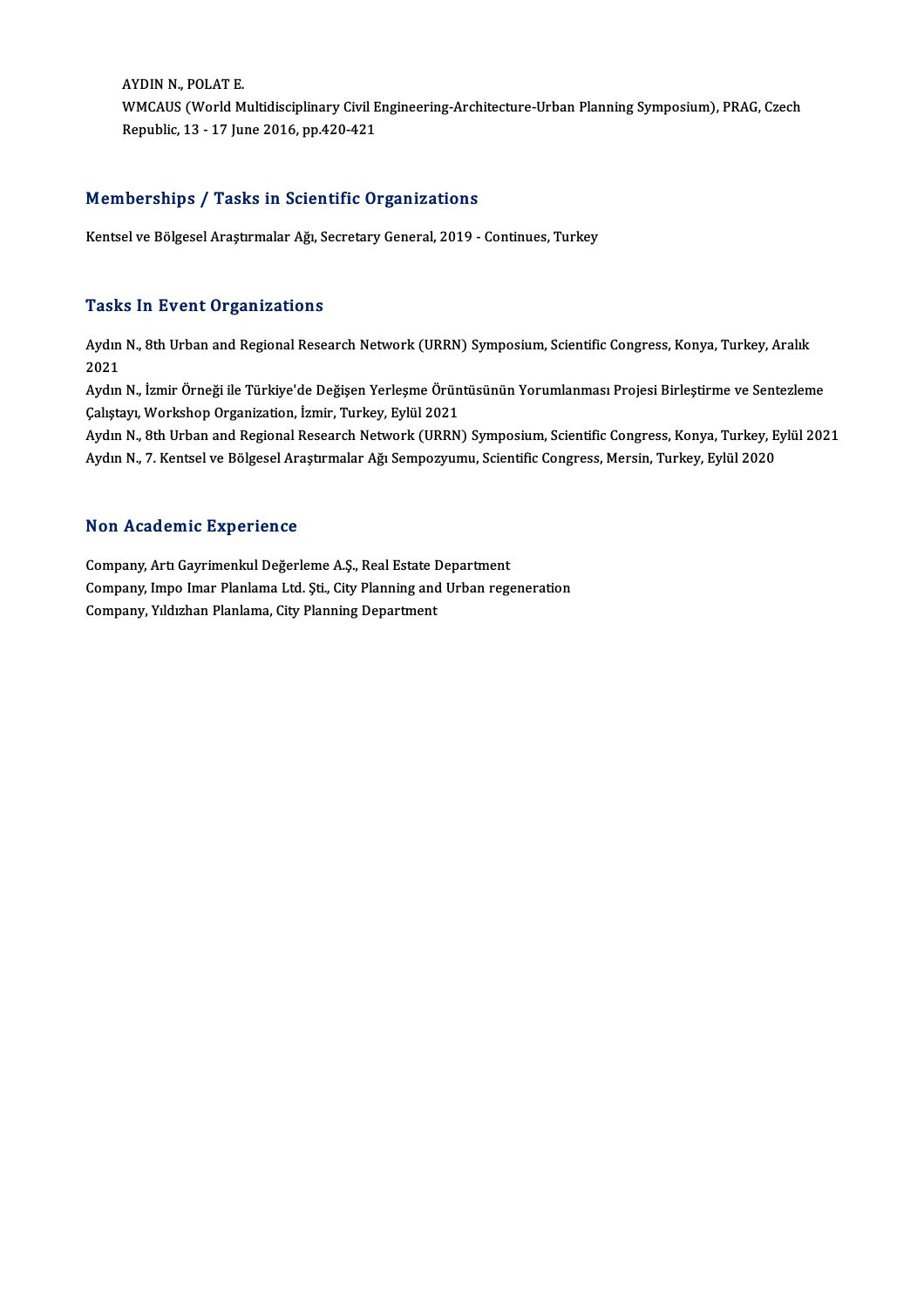AYDIN N., POLAT E.
WMCAUS (World Multidisciplinary Civil Engineering-Architecture-Urban Planning Symposium), PRAG, Czech Republic, 13 - 17 June 2016, pp.420-421

## Memberships / Tasks in Scientific Organizations

Kentsel ve Bölgesel Araştırmalar Ağı, Secretary General, 2019 - Continues, Turkey

## Tasks In Event Organizations

Aydın N., 8th Urban and Regional Research Network (URRN) Symposium, Scientific Congress, Konya, Turkey, Aralık 2021

Aydın N., İzmir Örneği ile Türkiye'de Değişen Yerleşme Örüntüsünün Yorumlanması Projesi Birleştirme ve Sentezleme Çalıştayı, Workshop Organization, İzmir, Turkey, Eylül 2021

Aydın N., 8th Urban and Regional Research Network (URRN) Symposium, Scientific Congress, Konya, Turkey, Eylül 2021

Aydın N., 7. Kentsel ve Bölgesel Araştırmalar Ağı Sempozyumu, Scientific Congress, Mersin, Turkey, Eylül 2020

## Non Academic Experience

Company, Artı Gayrimenkul Değerleme A.Ş., Real Estate Department

Company, Impo Imar Planlama Ltd. Şti., City Planning and Urban regeneration

Company, Yıldızhan Planlama, City Planning Department